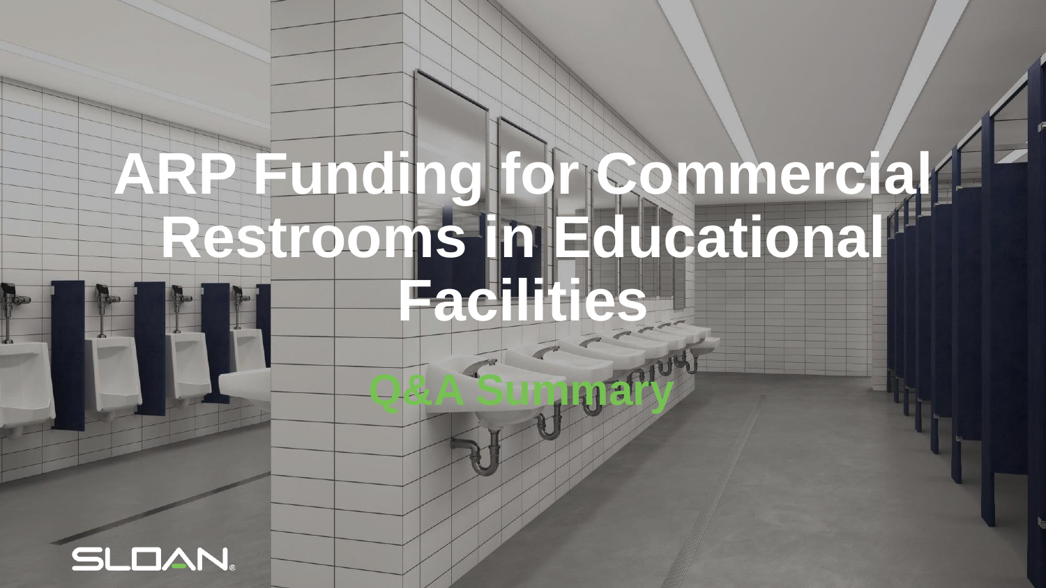# ARP Funding for Commercial Restrooms in Educational Facilities

## Q&A Summary

SLOAN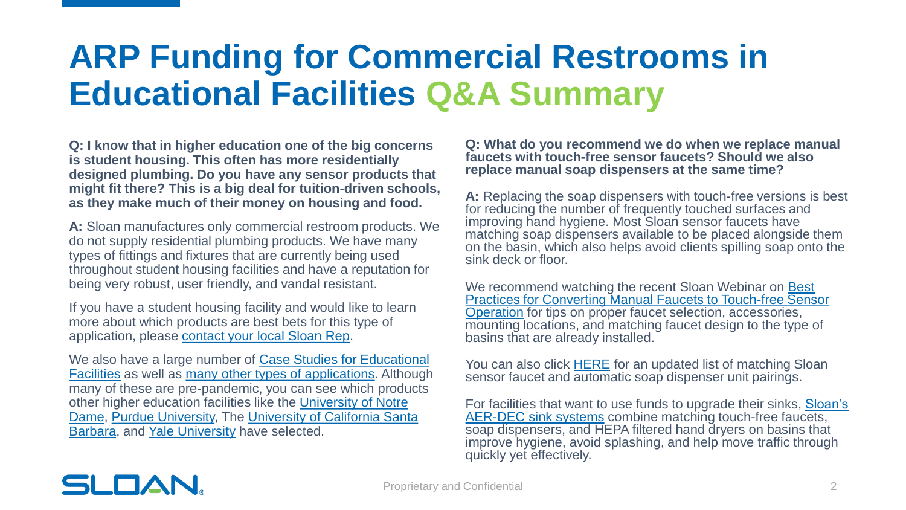# ARP Funding for Commercial Restrooms in Educational Facilities Q&A Summary

**Q: I know that in higher education one of the big concerns is student housing. This often has more residentially designed plumbing. Do you have any sensor products that might fit there? This is a big deal for tuition-driven schools, as they make much of their money on housing and food.**

**A:** Sloan manufactures only commercial restroom products. We do not supply residential plumbing products. We have many types of fittings and fixtures that are currently being used throughout student housing facilities and have a reputation for being very robust, user friendly, and vandal resistant.

If you have a student housing facility and would like to learn more about which products are best bets for this type of application, please contact your local Sloan Rep.

We also have a large number of Case Studies for Educational Facilities as well as many other types of applications. Although many of these are pre-pandemic, you can see which products other higher education facilities like the University of Notre Dame, Purdue University, The University of California Santa Barbara, and Yale University have selected.

**Q: What do you recommend we do when we replace manual faucets with touch-free sensor faucets? Should we also replace manual soap dispensers at the same time?**

**A:** Replacing the soap dispensers with touch-free versions is best for reducing the number of frequently touched surfaces and improving hand hygiene. Most Sloan sensor faucets have matching soap dispensers available to be placed alongside them on the basin, which also helps avoid clients spilling soap onto the sink deck or floor.

We recommend watching the recent Sloan Webinar on Best Practices for Converting Manual Faucets to Touch-free Sensor Operation for tips on proper faucet selection, accessories, mounting locations, and matching faucet design to the type of basins that are already installed.

You can also click HERE for an updated list of matching Sloan sensor faucet and automatic soap dispenser unit pairings.

For facilities that want to use funds to upgrade their sinks, Sloan's AER-DEC sink systems combine matching touch-free faucets, soap dispensers, and HEPA filtered hand dryers on basins that improve hygiene, avoid splashing, and help move traffic through quickly yet effectively.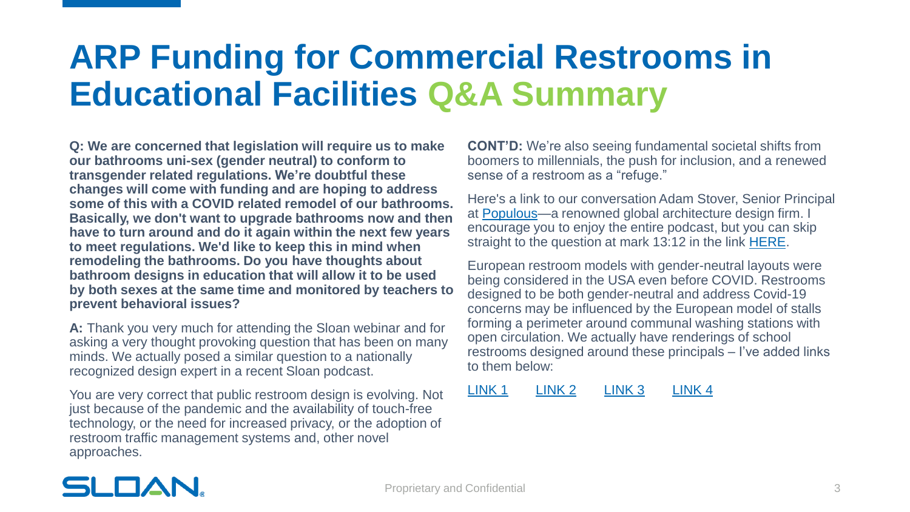# ARP Funding for Commercial Restrooms in Educational Facilities Q&A Summary

**Q: We are concerned that legislation will require us to make our bathrooms uni-sex (gender neutral) to conform to transgender related regulations. We're doubtful these changes will come with funding and are hoping to address some of this with a COVID related remodel of our bathrooms. Basically, we don't want to upgrade bathrooms now and then have to turn around and do it again within the next few years to meet regulations. We'd like to keep this in mind when remodeling the bathrooms. Do you have thoughts about bathroom designs in education that will allow it to be used by both sexes at the same time and monitored by teachers to prevent behavioral issues?**

**A:** Thank you very much for attending the Sloan webinar and for asking a very thought provoking question that has been on many minds. We actually posed a similar question to a nationally recognized design expert in a recent Sloan podcast.

You are very correct that public restroom design is evolving. Not just because of the pandemic and the availability of touch-free technology, or the need for increased privacy, or the adoption of restroom traffic management systems and, other novel approaches.

**CONT'D:** We're also seeing fundamental societal shifts from boomers to millennials, the push for inclusion, and a renewed sense of a restroom as a "refuge."

Here's a link to our conversation Adam Stover, Senior Principal at Populous—a renowned global architecture design firm. I encourage you to enjoy the entire podcast, but you can skip straight to the question at mark 13:12 in the link HERE.

European restroom models with gender-neutral layouts were being considered in the USA even before COVID. Restrooms designed to be both gender-neutral and address Covid-19 concerns may be influenced by the European model of stalls forming a perimeter around communal washing stations with open circulation. We actually have renderings of school restrooms designed around these principals – I've added links to them below:

LINK 1 LINK 2 LINK 3 LINK 4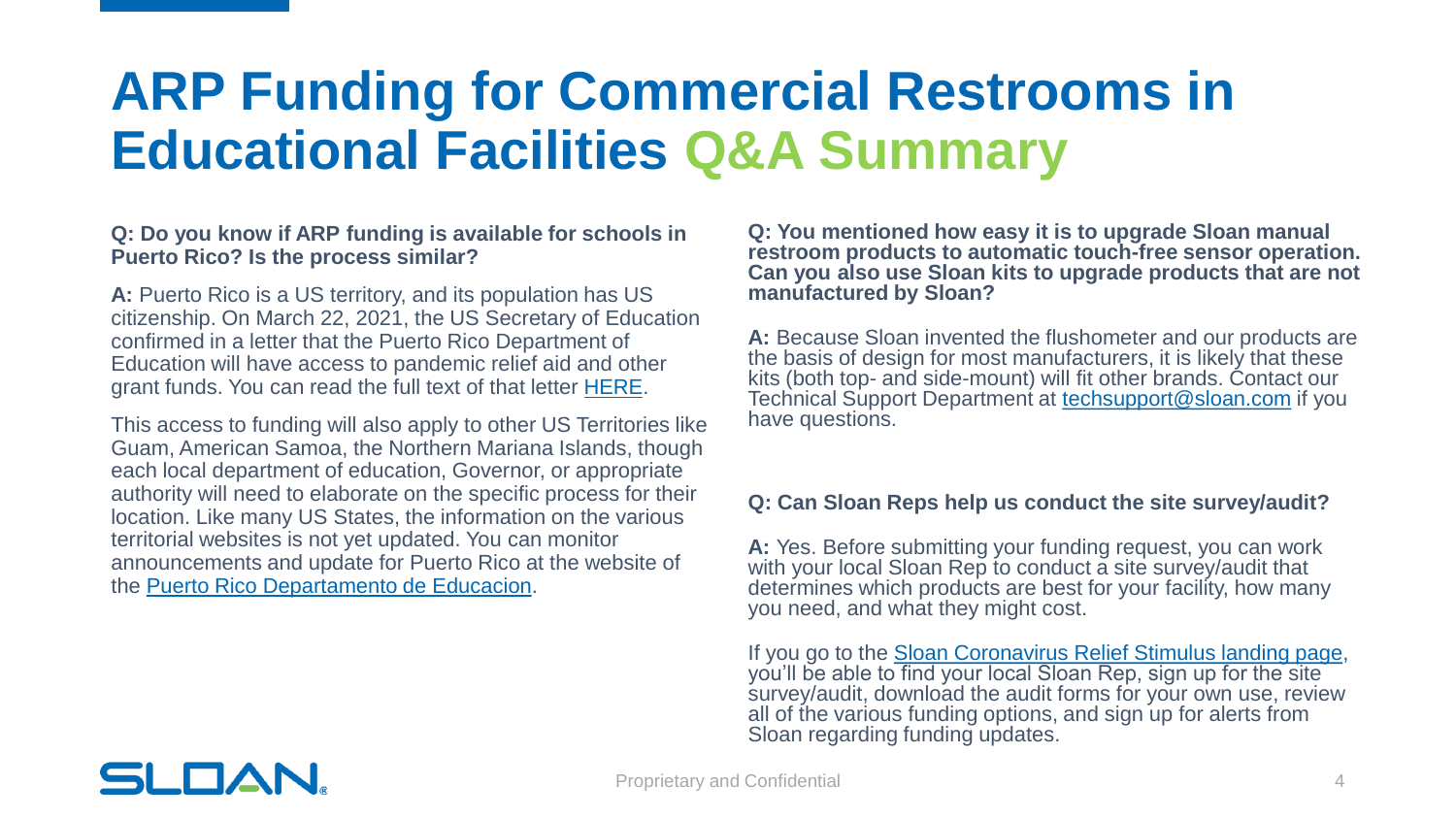# ARP Funding for Commercial Restrooms in Educational Facilities Q&A Summary

**Q: Do you know if ARP funding is available for schools in Puerto Rico? Is the process similar?**

**A:** Puerto Rico is a US territory, and its population has US citizenship. On March 22, 2021, the US Secretary of Education confirmed in a letter that the Puerto Rico Department of Education will have access to pandemic relief aid and other grant funds. You can read the full text of that letter HERE.

This access to funding will also apply to other US Territories like Guam, American Samoa, the Northern Mariana Islands, though each local department of education, Governor, or appropriate authority will need to elaborate on the specific process for their location. Like many US States, the information on the various territorial websites is not yet updated. You can monitor announcements and update for Puerto Rico at the website of the Puerto Rico Departamento de Educacion.

**Q: You mentioned how easy it is to upgrade Sloan manual restroom products to automatic touch-free sensor operation. Can you also use Sloan kits to upgrade products that are not manufactured by Sloan?**

**A:** Because Sloan invented the flushometer and our products are the basis of design for most manufacturers, it is likely that these kits (both top- and side-mount) will fit other brands. Contact our Technical Support Department at techsupport@sloan.com if you have questions.

**Q: Can Sloan Reps help us conduct the site survey/audit?**

**A:** Yes. Before submitting your funding request, you can work with your local Sloan Rep to conduct a site survey/audit that determines which products are best for your facility, how many you need, and what they might cost.

If you go to the Sloan Coronavirus Relief Stimulus landing page, you'll be able to find your local Sloan Rep, sign up for the site survey/audit, download the audit forms for your own use, review all of the various funding options, and sign up for alerts from Sloan regarding funding updates.

Proprietary and Confidential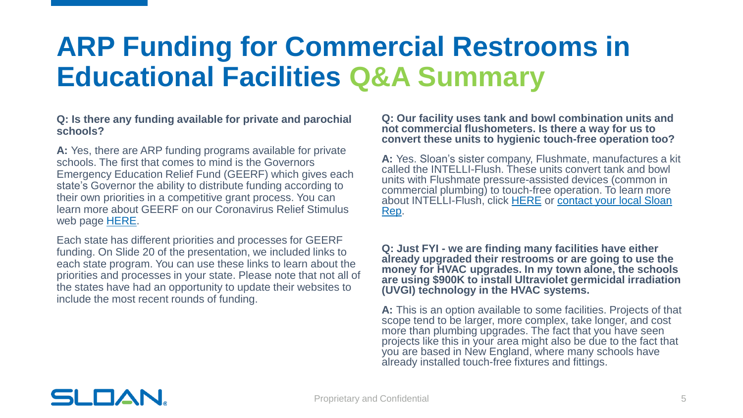# ARP Funding for Commercial Restrooms in Educational Facilities Q&A Summary

**Q: Is there any funding available for private and parochial schools?**

**A:** Yes, there are ARP funding programs available for private schools. The first that comes to mind is the Governors Emergency Education Relief Fund (GEERF) which gives each state's Governor the ability to distribute funding according to their own priorities in a competitive grant process. You can learn more about GEERF on our Coronavirus Relief Stimulus web page HERE.

Each state has different priorities and processes for GEERF funding. On Slide 20 of the presentation, we included links to each state program. You can use these links to learn about the priorities and processes in your state. Please note that not all of the states have had an opportunity to update their websites to include the most recent rounds of funding.

**Q: Our facility uses tank and bowl combination units and not commercial flushometers. Is there a way for us to convert these units to hygienic touch-free operation too?**

**A:** Yes. Sloan's sister company, Flushmate, manufactures a kit called the INTELLI-Flush. These units convert tank and bowl units with Flushmate pressure-assisted devices (common in commercial plumbing) to touch-free operation. To learn more about INTELLI-Flush, click HERE or contact your local Sloan Rep.

**Q: Just FYI - we are finding many facilities have either already upgraded their restrooms or are going to use the money for HVAC upgrades. In my town alone, the schools are using $900K to install Ultraviolet germicidal irradiation (UVGI) technology in the HVAC systems.**

**A:** This is an option available to some facilities. Projects of that scope tend to be larger, more complex, take longer, and cost more than plumbing upgrades. The fact that you have seen projects like this in your area might also be due to the fact that you are based in New England, where many schools have already installed touch-free fixtures and fittings.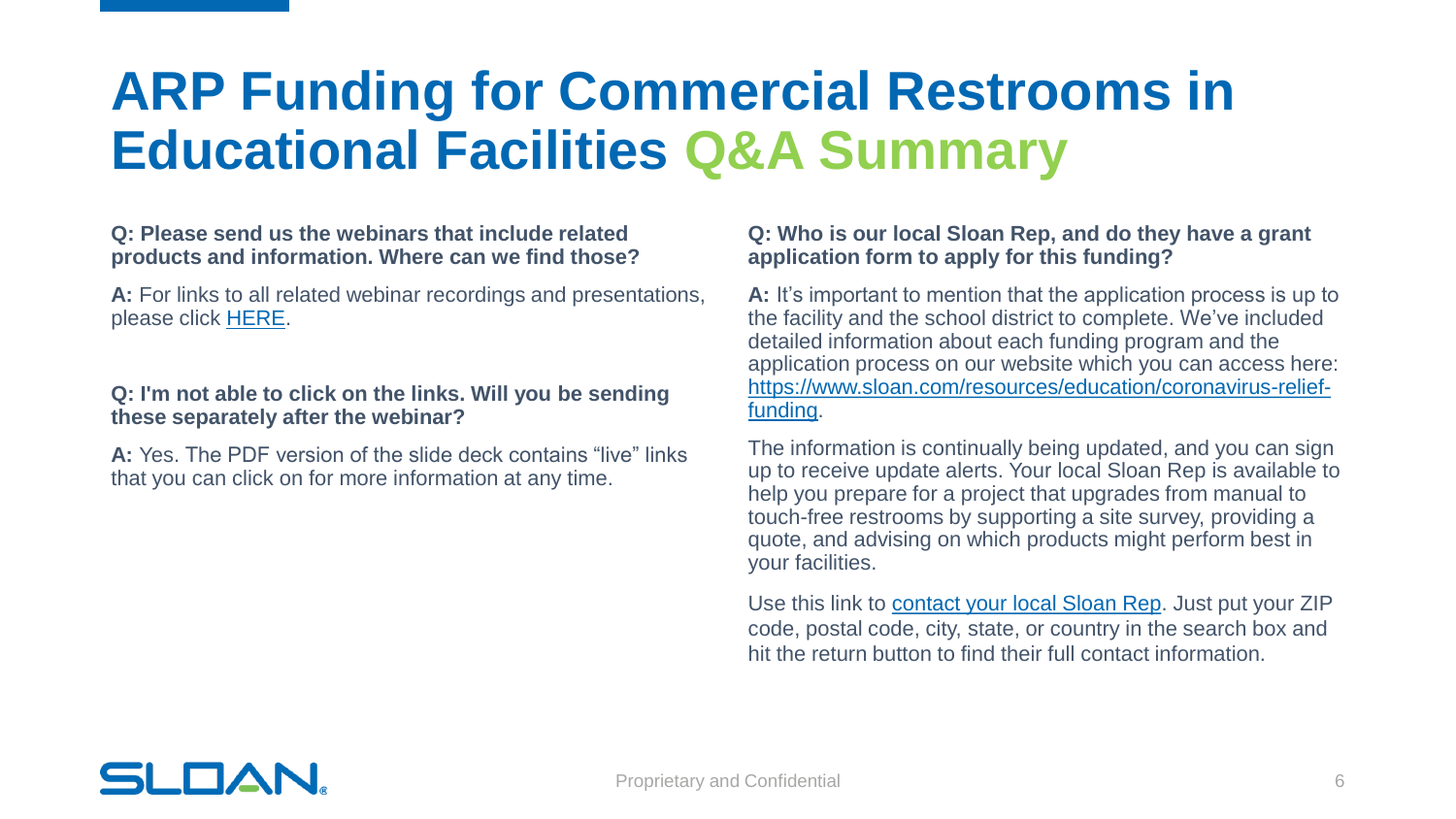# ARP Funding for Commercial Restrooms in Educational Facilities Q&A Summary

**Q: Please send us the webinars that include related products and information. Where can we find those?**

**A:** For links to all related webinar recordings and presentations, please click HERE.

**Q: I'm not able to click on the links. Will you be sending these separately after the webinar?**

**A:** Yes. The PDF version of the slide deck contains "live" links that you can click on for more information at any time.

**Q: Who is our local Sloan Rep, and do they have a grant application form to apply for this funding?**

**A:** It's important to mention that the application process is up to the facility and the school district to complete. We've included detailed information about each funding program and the application process on our website which you can access here: https://www.sloan.com/resources/education/coronavirus-relief-funding.

The information is continually being updated, and you can sign up to receive update alerts. Your local Sloan Rep is available to help you prepare for a project that upgrades from manual to touch-free restrooms by supporting a site survey, providing a quote, and advising on which products might perform best in your facilities.

Use this link to contact your local Sloan Rep. Just put your ZIP code, postal code, city, state, or country in the search box and hit the return button to find their full contact information.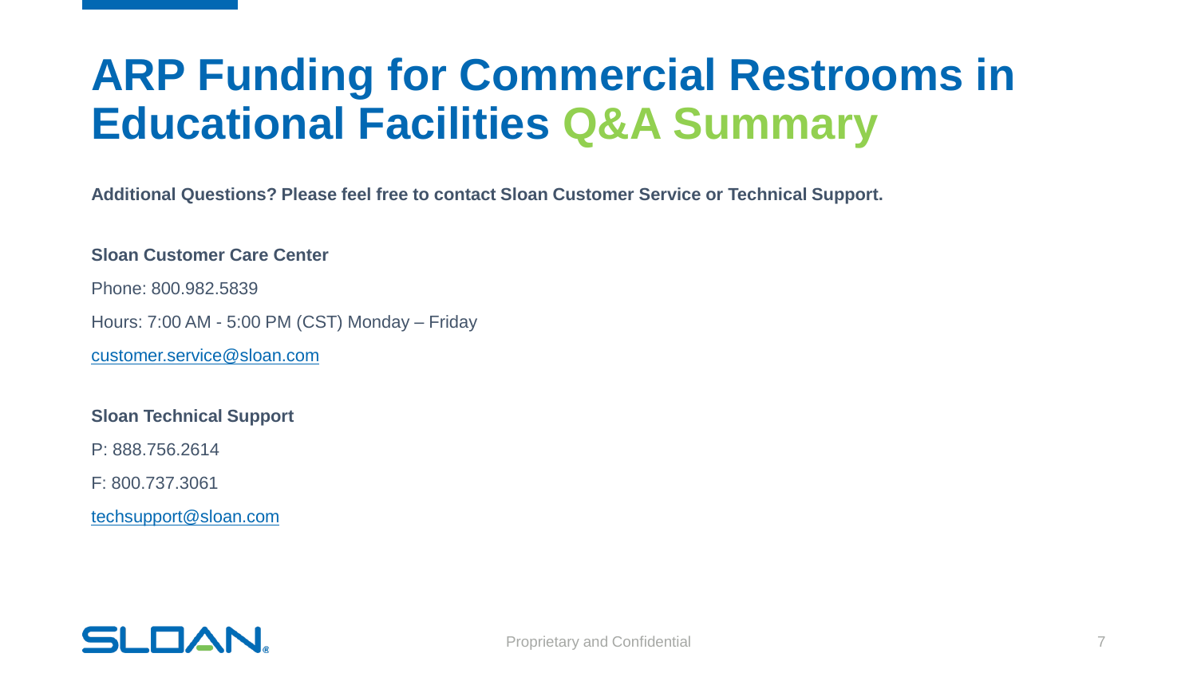# ARP Funding for Commercial Restrooms in Educational Facilities Q&A Summary

**Additional Questions? Please feel free to contact Sloan Customer Service or Technical Support.**

**Sloan Customer Care Center**

Phone: 800.982.5839

Hours: 7:00 AM - 5:00 PM (CST) Monday – Friday

customer.service@sloan.com

**Sloan Technical Support**

P: 888.756.2614

F: 800.737.3061

techsupport@sloan.com

Proprietary and Confidential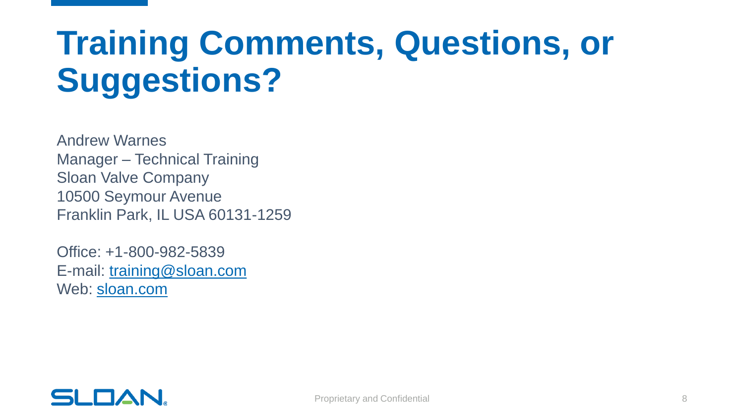# Training Comments, Questions, or Suggestions?

Andrew Warnes
Manager – Technical Training
Sloan Valve Company
10500 Seymour Avenue
Franklin Park, IL USA 60131-1259

Office: +1-800-982-5839
E-mail: [training@sloan.com](mailto:training@sloan.com)
Web: [sloan.com](http://sloan.com)

Proprietary and Confidential